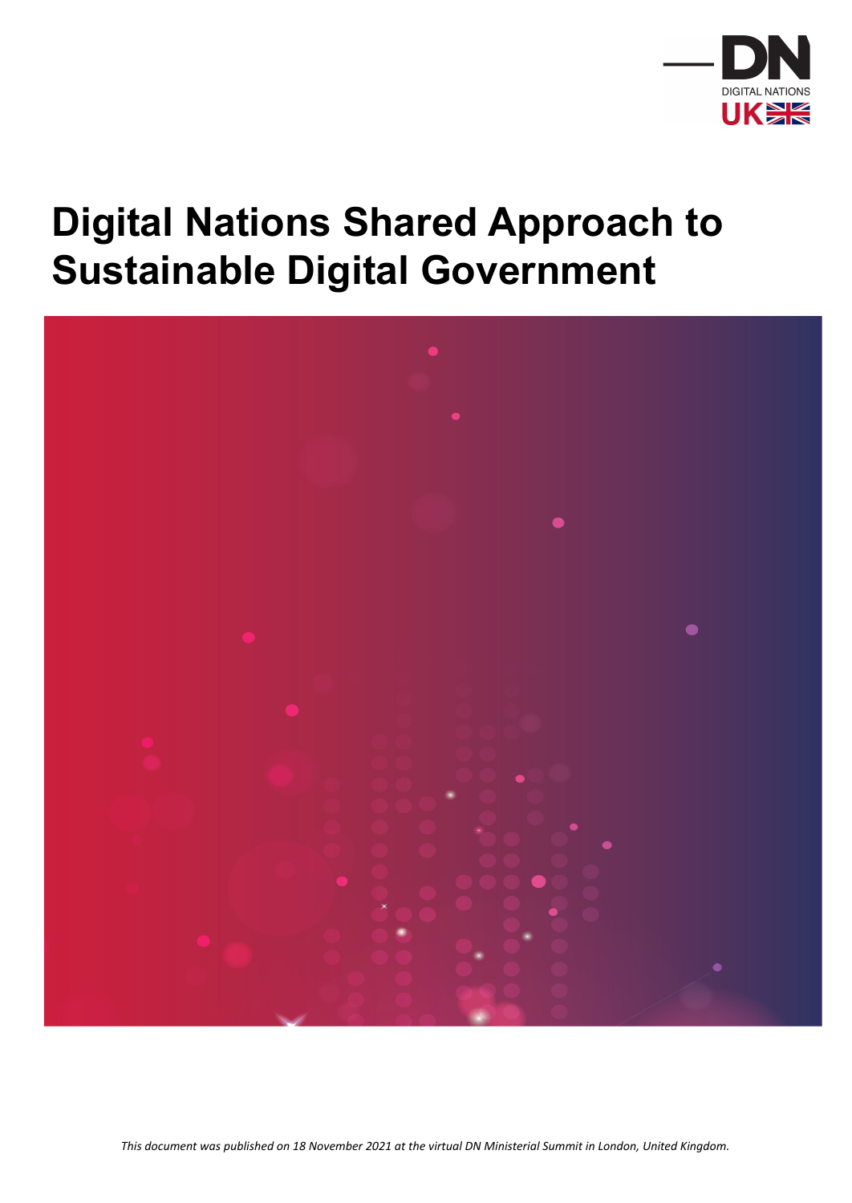DIGITAL NATIONS UK

# Digital Nations Shared Approach to Sustainable Digital Government

*This document was published on 18 November 2021 at the virtual DN Ministerial Summit in London, United Kingdom.*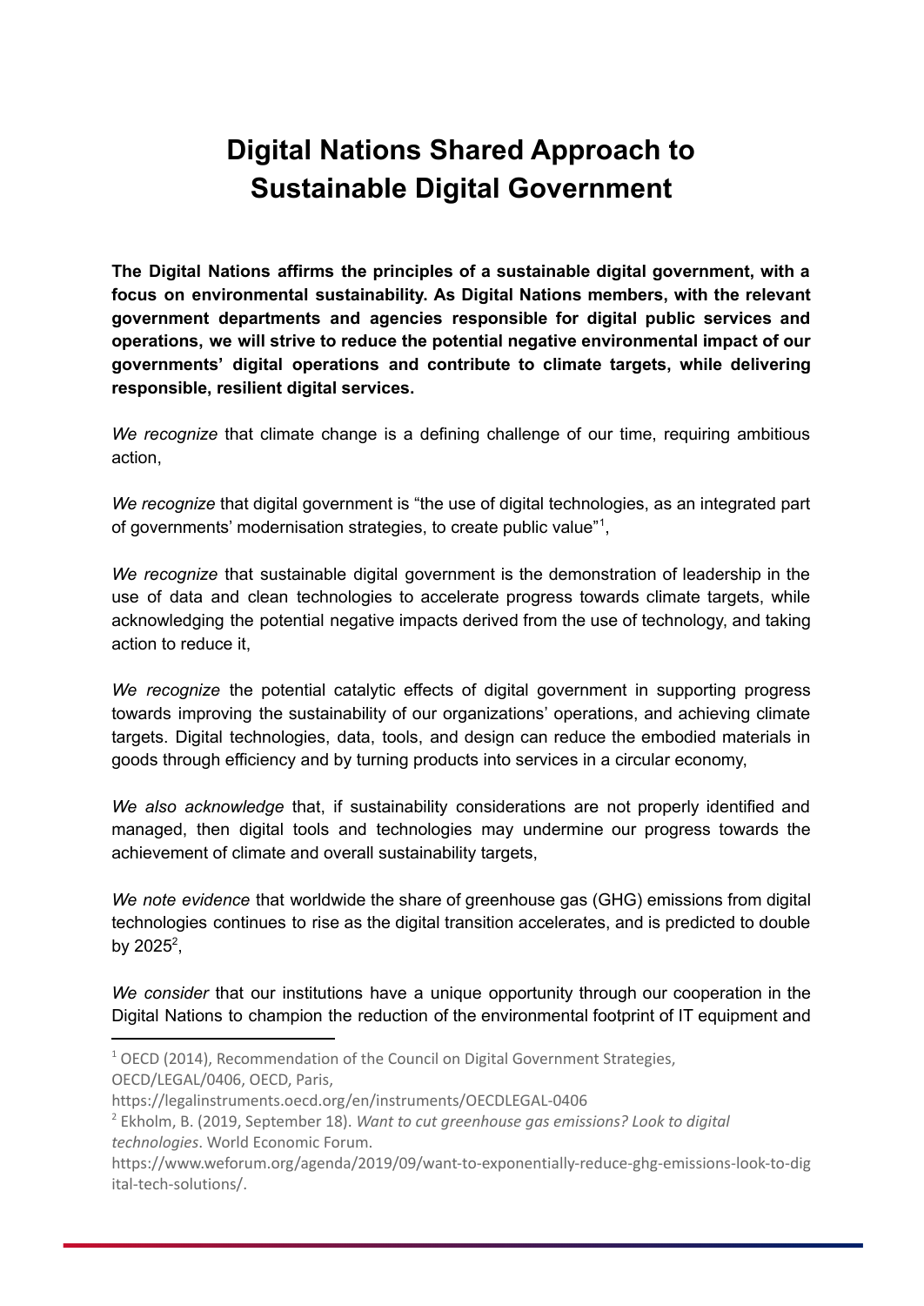# Digital Nations Shared Approach to Sustainable Digital Government

**The Digital Nations affirms the principles of a sustainable digital government, with a focus on environmental sustainability. As Digital Nations members, with the relevant government departments and agencies responsible for digital public services and operations, we will strive to reduce the potential negative environmental impact of our governments' digital operations and contribute to climate targets, while delivering responsible, resilient digital services.**

*We recognize* that climate change is a defining challenge of our time, requiring ambitious action,

*We recognize* that digital government is "the use of digital technologies, as an integrated part of governments' modernisation strategies, to create public value"[1],

*We recognize* that sustainable digital government is the demonstration of leadership in the use of data and clean technologies to accelerate progress towards climate targets, while acknowledging the potential negative impacts derived from the use of technology, and taking action to reduce it,

*We recognize* the potential catalytic effects of digital government in supporting progress towards improving the sustainability of our organizations' operations, and achieving climate targets. Digital technologies, data, tools, and design can reduce the embodied materials in goods through efficiency and by turning products into services in a circular economy,

*We also acknowledge* that, if sustainability considerations are not properly identified and managed, then digital tools and technologies may undermine our progress towards the achievement of climate and overall sustainability targets,

*We note evidence* that worldwide the share of greenhouse gas (GHG) emissions from digital technologies continues to rise as the digital transition accelerates, and is predicted to double by 2025[2],

*We consider* that our institutions have a unique opportunity through our cooperation in the Digital Nations to champion the reduction of the environmental footprint of IT equipment and

---

[1] OECD (2014), Recommendation of the Council on Digital Government Strategies, OECD/LEGAL/0406, OECD, Paris, https://legalinstruments.oecd.org/en/instruments/OECDLEGAL-0406

[2] Ekholm, B. (2019, September 18). *Want to cut greenhouse gas emissions? Look to digital technologies*. World Economic Forum. https://www.weforum.org/agenda/2019/09/want-to-exponentially-reduce-ghg-emissions-look-to-digital-tech-solutions/.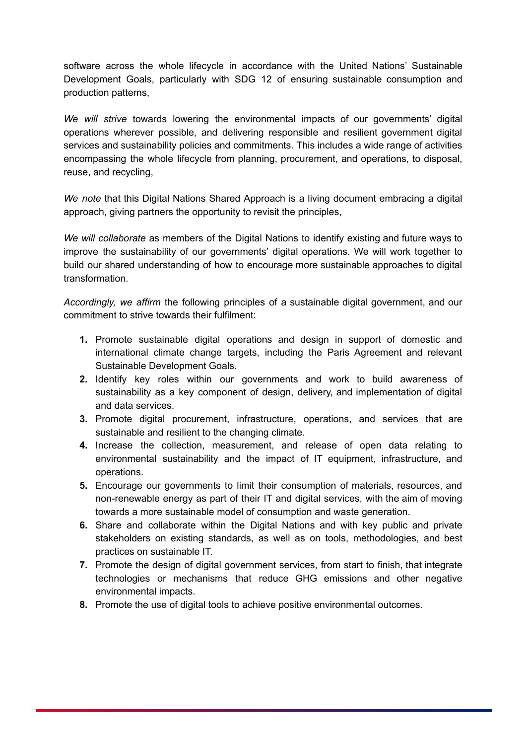software across the whole lifecycle in accordance with the United Nations' Sustainable Development Goals, particularly with SDG 12 of ensuring sustainable consumption and production patterns,

*We will strive* towards lowering the environmental impacts of our governments' digital operations wherever possible, and delivering responsible and resilient government digital services and sustainability policies and commitments. This includes a wide range of activities encompassing the whole lifecycle from planning, procurement, and operations, to disposal, reuse, and recycling,

*We note* that this Digital Nations Shared Approach is a living document embracing a digital approach, giving partners the opportunity to revisit the principles,

*We will collaborate* as members of the Digital Nations to identify existing and future ways to improve the sustainability of our governments' digital operations. We will work together to build our shared understanding of how to encourage more sustainable approaches to digital transformation.

*Accordingly, we affirm* the following principles of a sustainable digital government, and our commitment to strive towards their fulfilment:

1. Promote sustainable digital operations and design in support of domestic and international climate change targets, including the Paris Agreement and relevant Sustainable Development Goals.
2. Identify key roles within our governments and work to build awareness of sustainability as a key component of design, delivery, and implementation of digital and data services.
3. Promote digital procurement, infrastructure, operations, and services that are sustainable and resilient to the changing climate.
4. Increase the collection, measurement, and release of open data relating to environmental sustainability and the impact of IT equipment, infrastructure, and operations.
5. Encourage our governments to limit their consumption of materials, resources, and non-renewable energy as part of their IT and digital services, with the aim of moving towards a more sustainable model of consumption and waste generation.
6. Share and collaborate within the Digital Nations and with key public and private stakeholders on existing standards, as well as on tools, methodologies, and best practices on sustainable IT.
7. Promote the design of digital government services, from start to finish, that integrate technologies or mechanisms that reduce GHG emissions and other negative environmental impacts.
8. Promote the use of digital tools to achieve positive environmental outcomes.